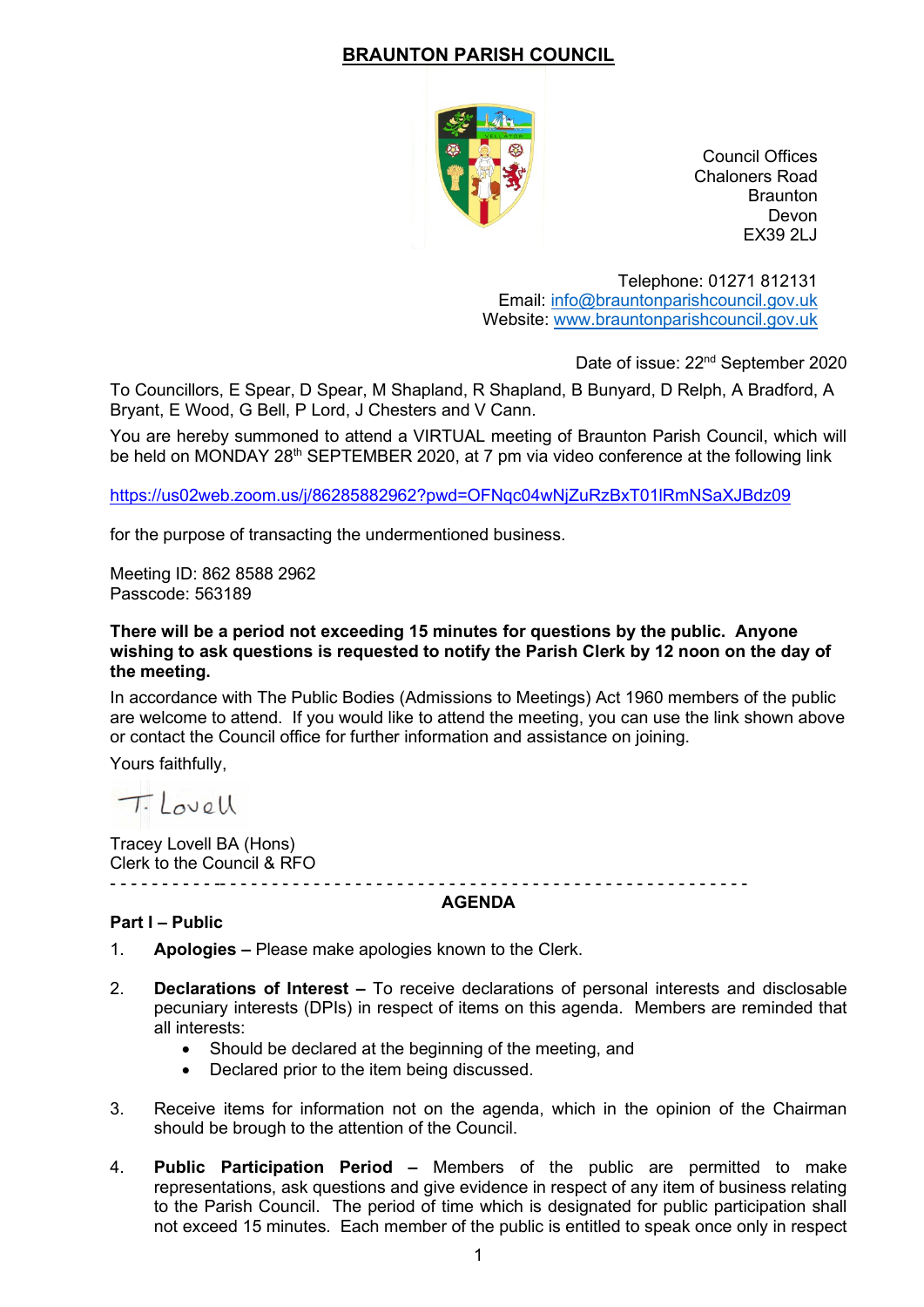# BRAUNTON PARISH COUNCIL

Council Offices
Chaloners Road
Braunton
Devon
EX39 2LJ

Telephone: 01271 812131
Email: info@brauntonparishcouncil.gov.uk
Website: www.brauntonparishcouncil.gov.uk

Date of issue: 22nd September 2020

To Councillors, E Spear, D Spear, M Shapland, R Shapland, B Bunyard, D Relph, A Bradford, A Bryant, E Wood, G Bell, P Lord, J Chesters and V Cann.

You are hereby summoned to attend a VIRTUAL meeting of Braunton Parish Council, which will be held on MONDAY 28th SEPTEMBER 2020, at 7 pm via video conference at the following link

https://us02web.zoom.us/j/86285882962?pwd=OFNqc04wNjZuRzBxT01lRmNSaXJBdz09

for the purpose of transacting the undermentioned business.

Meeting ID: 862 8588 2962
Passcode: 563189

**There will be a period not exceeding 15 minutes for questions by the public. Anyone wishing to ask questions is requested to notify the Parish Clerk by 12 noon on the day of the meeting.**

In accordance with The Public Bodies (Admissions to Meetings) Act 1960 members of the public are welcome to attend. If you would like to attend the meeting, you can use the link shown above or contact the Council office for further information and assistance on joining.

Yours faithfully,

T. Lovell

Tracey Lovell BA (Hons)
Clerk to the Council & RFO

---

## AGENDA

### Part I – Public

1. **Apologies –** Please make apologies known to the Clerk.

2. **Declarations of Interest –** To receive declarations of personal interests and disclosable pecuniary interests (DPIs) in respect of items on this agenda. Members are reminded that all interests:
   - Should be declared at the beginning of the meeting, and
   - Declared prior to the item being discussed.

3. Receive items for information not on the agenda, which in the opinion of the Chairman should be brough to the attention of the Council.

4. **Public Participation Period –** Members of the public are permitted to make representations, ask questions and give evidence in respect of any item of business relating to the Parish Council. The period of time which is designated for public participation shall not exceed 15 minutes. Each member of the public is entitled to speak once only in respect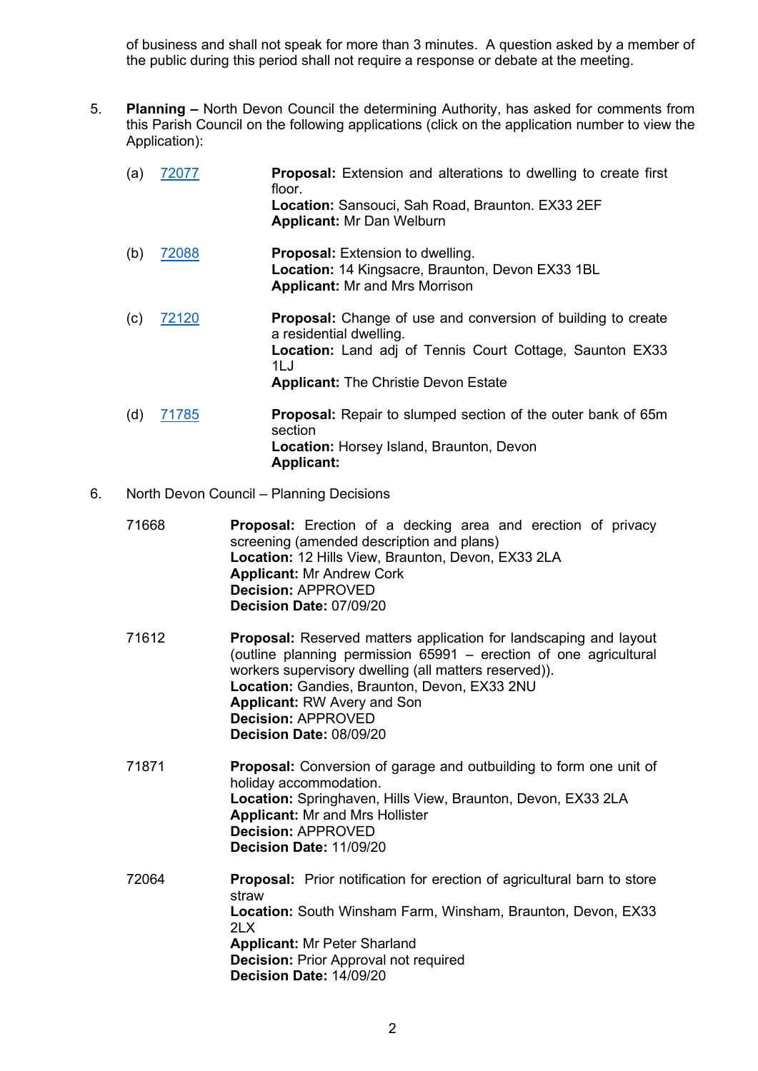of business and shall not speak for more than 3 minutes. A question asked by a member of the public during this period shall not require a response or debate at the meeting.

5. **Planning –** North Devon Council the determining Authority, has asked for comments from this Parish Council on the following applications (click on the application number to view the Application):

   (a) 72077 — **Proposal:** Extension and alterations to dwelling to create first floor.
   **Location:** Sansouci, Sah Road, Braunton. EX33 2EF
   **Applicant:** Mr Dan Welburn

   (b) 72088 — **Proposal:** Extension to dwelling.
   **Location:** 14 Kingsacre, Braunton, Devon EX33 1BL
   **Applicant:** Mr and Mrs Morrison

   (c) 72120 — **Proposal:** Change of use and conversion of building to create a residential dwelling.
   **Location:** Land adj of Tennis Court Cottage, Saunton EX33 1LJ
   **Applicant:** The Christie Devon Estate

   (d) 71785 — **Proposal:** Repair to slumped section of the outer bank of 65m section
   **Location:** Horsey Island, Braunton, Devon
   **Applicant:**

6. North Devon Council – Planning Decisions

   71668 — **Proposal:** Erection of a decking area and erection of privacy screening (amended description and plans)
   **Location:** 12 Hills View, Braunton, Devon, EX33 2LA
   **Applicant:** Mr Andrew Cork
   **Decision:** APPROVED
   **Decision Date:** 07/09/20

   71612 — **Proposal:** Reserved matters application for landscaping and layout (outline planning permission 65991 – erection of one agricultural workers supervisory dwelling (all matters reserved)).
   **Location:** Gandies, Braunton, Devon, EX33 2NU
   **Applicant:** RW Avery and Son
   **Decision:** APPROVED
   **Decision Date:** 08/09/20

   71871 — **Proposal:** Conversion of garage and outbuilding to form one unit of holiday accommodation.
   **Location:** Springhaven, Hills View, Braunton, Devon, EX33 2LA
   **Applicant:** Mr and Mrs Hollister
   **Decision:** APPROVED
   **Decision Date:** 11/09/20

   72064 — **Proposal:** Prior notification for erection of agricultural barn to store straw
   **Location:** South Winsham Farm, Winsham, Braunton, Devon, EX33 2LX
   **Applicant:** Mr Peter Sharland
   **Decision:** Prior Approval not required
   **Decision Date:** 14/09/20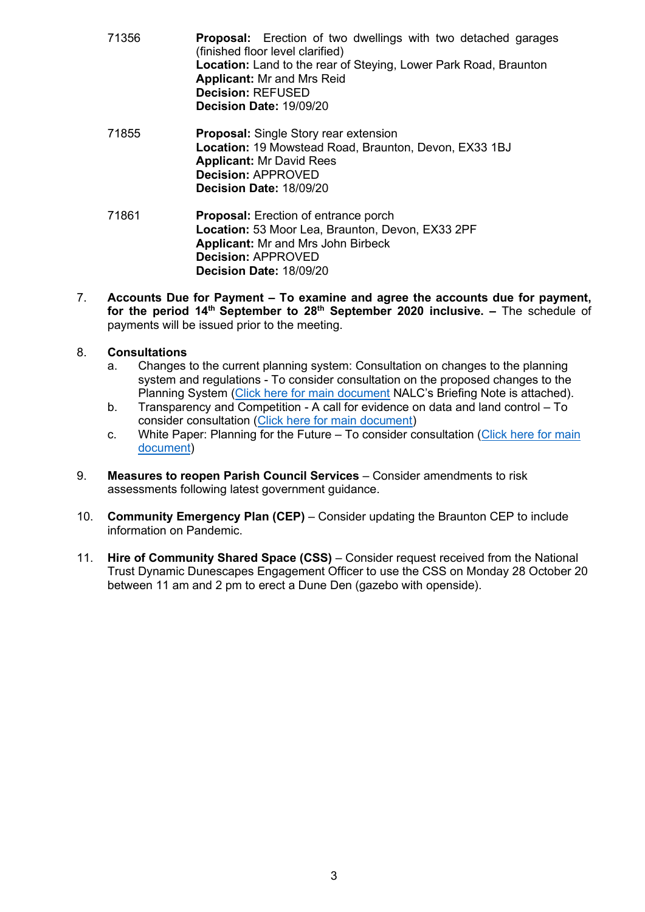71356 **Proposal:** Erection of two dwellings with two detached garages (finished floor level clarified)
**Location:** Land to the rear of Steying, Lower Park Road, Braunton
**Applicant:** Mr and Mrs Reid
**Decision:** REFUSED
**Decision Date:** 19/09/20

71855 **Proposal:** Single Story rear extension
**Location:** 19 Mowstead Road, Braunton, Devon, EX33 1BJ
**Applicant:** Mr David Rees
**Decision:** APPROVED
**Decision Date:** 18/09/20

71861 **Proposal:** Erection of entrance porch
**Location:** 53 Moor Lea, Braunton, Devon, EX33 2PF
**Applicant:** Mr and Mrs John Birbeck
**Decision:** APPROVED
**Decision Date:** 18/09/20

7. **Accounts Due for Payment – To examine and agree the accounts due for payment, for the period 14th September to 28th September 2020 inclusive. –** The schedule of payments will be issued prior to the meeting.

8. **Consultations**
   a. Changes to the current planning system: Consultation on changes to the planning system and regulations - To consider consultation on the proposed changes to the Planning System (Click here for main document NALC's Briefing Note is attached).
   b. Transparency and Competition - A call for evidence on data and land control – To consider consultation (Click here for main document)
   c. White Paper: Planning for the Future – To consider consultation (Click here for main document)

9. **Measures to reopen Parish Council Services** – Consider amendments to risk assessments following latest government guidance.

10. **Community Emergency Plan (CEP)** – Consider updating the Braunton CEP to include information on Pandemic.

11. **Hire of Community Shared Space (CSS)** – Consider request received from the National Trust Dynamic Dunescapes Engagement Officer to use the CSS on Monday 28 October 20 between 11 am and 2 pm to erect a Dune Den (gazebo with openside).